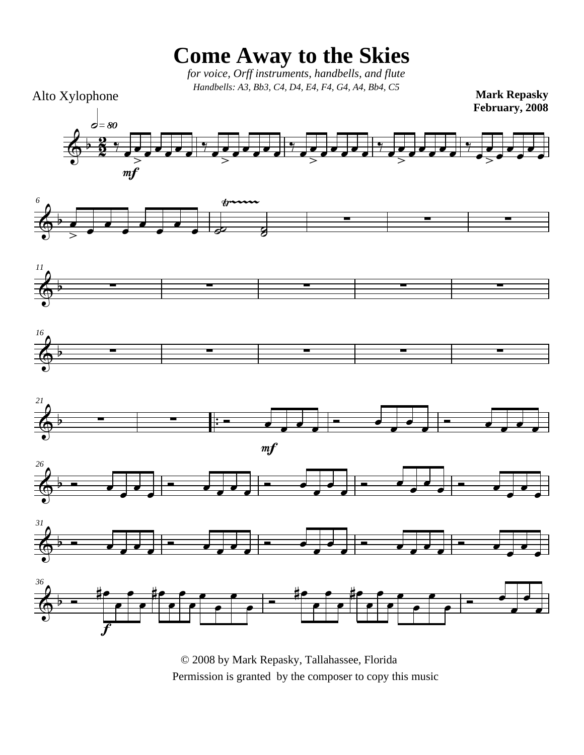# Come Away to the Skies

*for voice, Orff instruments, handbells, and flute*

*Handbells: A3, Bb3, C4, D4, E4, F4, G4, A4, Bb4, C5*

Alto Xylophone

**Mark Repasky**
**February, 2008**

© 2008 by Mark Repasky, Tallahassee, Florida
Permission is granted by the composer to copy this music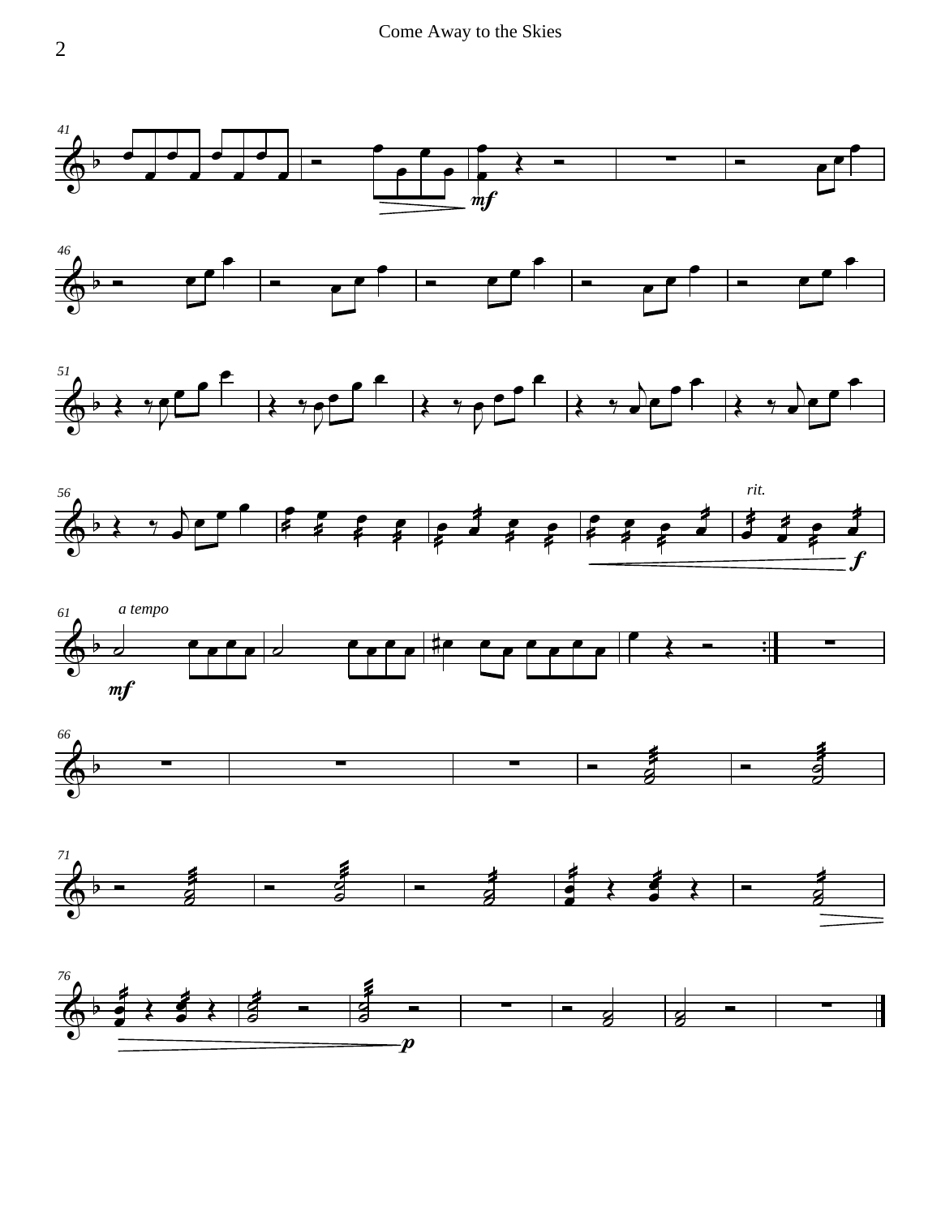*rit.*

*a tempo*